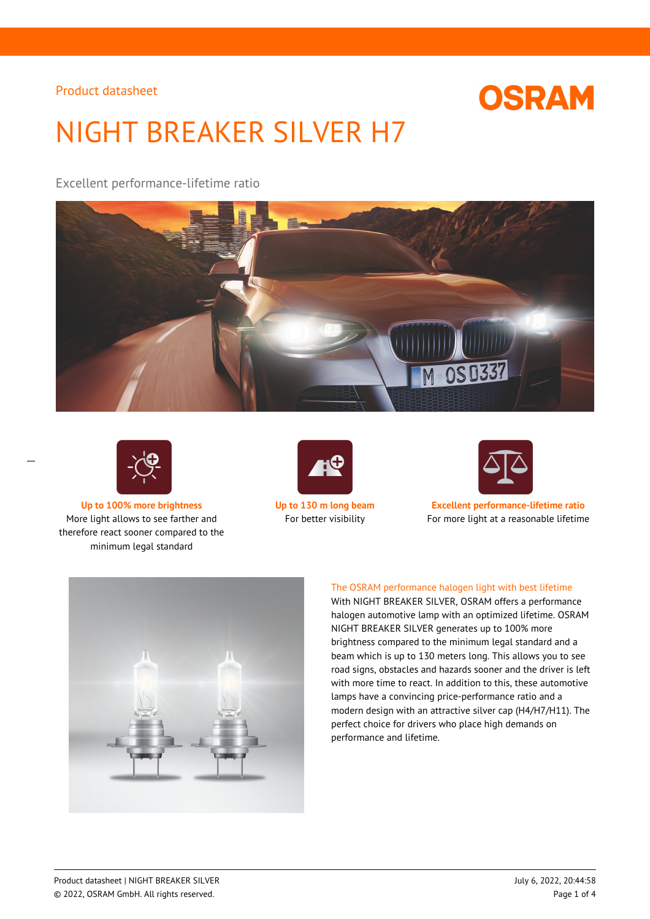Product datasheet

# NIGHT BREAKER SILVER H7

Excellent performance-lifetime ratio

**Up to 100% more brightness**
More light allows to see farther and therefore react sooner compared to the minimum legal standard

**Up to 130 m long beam**
For better visibility

**Excellent performance-lifetime ratio**
For more light at a reasonable lifetime

## The OSRAM performance halogen light with best lifetime

With NIGHT BREAKER SILVER, OSRAM offers a performance halogen automotive lamp with an optimized lifetime. OSRAM NIGHT BREAKER SILVER generates up to 100% more brightness compared to the minimum legal standard and a beam which is up to 130 meters long. This allows you to see road signs, obstacles and hazards sooner and the driver is left with more time to react. In addition to this, these automotive lamps have a convincing price-performance ratio and a modern design with an attractive silver cap (H4/H7/H11). The perfect choice for drivers who place high demands on performance and lifetime.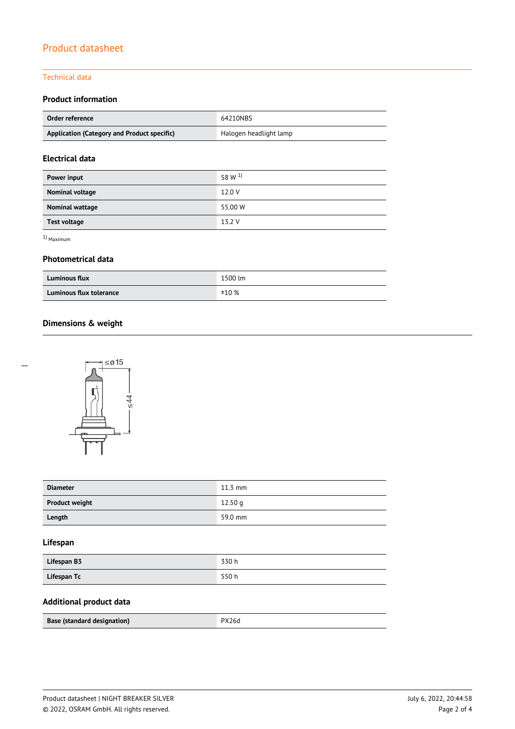# Product datasheet

## Technical data

### Product information

| | |
|---|---|
| **Order reference** | 64210NBS |
| **Application (Category and Product specific)** | Halogen headlight lamp |

### Electrical data

| | |
|---|---|
| **Power input** | 58 W [1] |
| **Nominal voltage** | 12.0 V |
| **Nominal wattage** | 55.00 W |
| **Test voltage** | 13.2 V |

[1] Maximum

### Photometrical data

| | |
|---|---|
| **Luminous flux** | 1500 lm |
| **Luminous flux tolerance** | ±10 % |

### Dimensions & weight

≤ø15

≤44

| | |
|---|---|
| **Diameter** | 11.3 mm |
| **Product weight** | 12.50 g |
| **Length** | 59.0 mm |

### Lifespan

| | |
|---|---|
| **Lifespan B3** | 330 h |
| **Lifespan Tc** | 550 h |

### Additional product data

| | |
|---|---|
| **Base (standard designation)** | PX26d |

Product datasheet | NIGHT BREAKER SILVER

© 2022, OSRAM GmbH. All rights reserved.

July 6, 2022, 20:44:58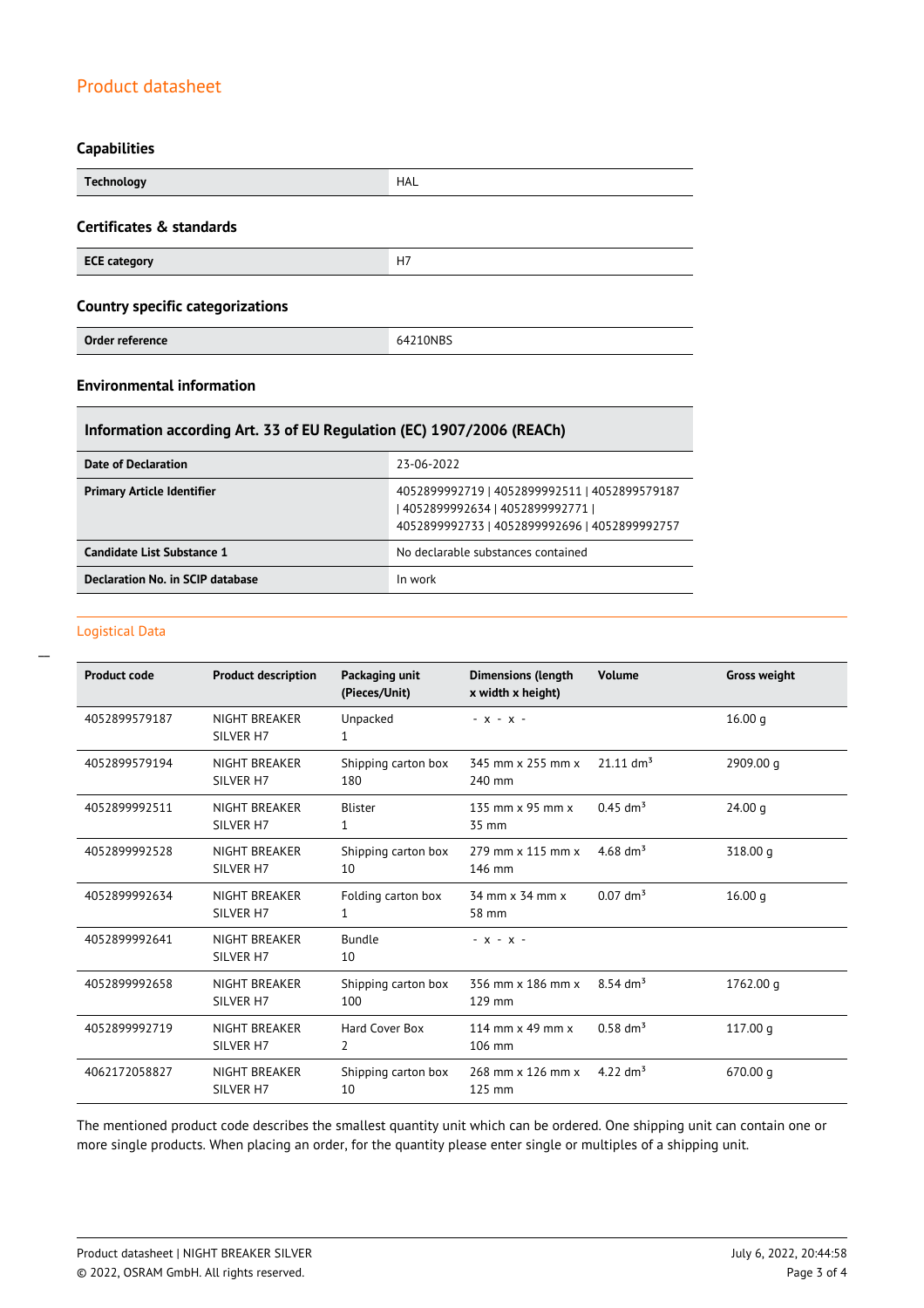## Capabilities

| Technology | HAL |
|---|---|

## Certificates & standards

| ECE category | H7 |
|---|---|

## Country specific categorizations

| Order reference | 64210NBS |
|---|---|

## Environmental information

| Information according Art. 33 of EU Regulation (EC) 1907/2006 (REACh) | |
|---|---|
| Date of Declaration | 23-06-2022 |
| Primary Article Identifier | 4052899992719 \| 4052899992511 \| 4052899579187 \| 4052899992634 \| 4052899992771 \| 4052899992733 \| 4052899992696 \| 4052899992757 |
| Candidate List Substance 1 | No declarable substances contained |
| Declaration No. in SCIP database | In work |

## Logistical Data

| Product code | Product description | Packaging unit (Pieces/Unit) | Dimensions (length x width x height) | Volume | Gross weight |
|---|---|---|---|---|---|
| 4052899579187 | NIGHT BREAKER SILVER H7 | Unpacked 1 | - x - x - | | 16.00 g |
| 4052899579194 | NIGHT BREAKER SILVER H7 | Shipping carton box 180 | 345 mm x 255 mm x 240 mm | 21.11 dm³ | 2909.00 g |
| 4052899992511 | NIGHT BREAKER SILVER H7 | Blister 1 | 135 mm x 95 mm x 35 mm | 0.45 dm³ | 24.00 g |
| 4052899992528 | NIGHT BREAKER SILVER H7 | Shipping carton box 10 | 279 mm x 115 mm x 146 mm | 4.68 dm³ | 318.00 g |
| 4052899992634 | NIGHT BREAKER SILVER H7 | Folding carton box 1 | 34 mm x 34 mm x 58 mm | 0.07 dm³ | 16.00 g |
| 4052899992641 | NIGHT BREAKER SILVER H7 | Bundle 10 | - x - x - | | |
| 4052899992658 | NIGHT BREAKER SILVER H7 | Shipping carton box 100 | 356 mm x 186 mm x 129 mm | 8.54 dm³ | 1762.00 g |
| 4052899992719 | NIGHT BREAKER SILVER H7 | Hard Cover Box 2 | 114 mm x 49 mm x 106 mm | 0.58 dm³ | 117.00 g |
| 4062172058827 | NIGHT BREAKER SILVER H7 | Shipping carton box 10 | 268 mm x 126 mm x 125 mm | 4.22 dm³ | 670.00 g |

The mentioned product code describes the smallest quantity unit which can be ordered. One shipping unit can contain one or more single products. When placing an order, for the quantity please enter single or multiples of a shipping unit.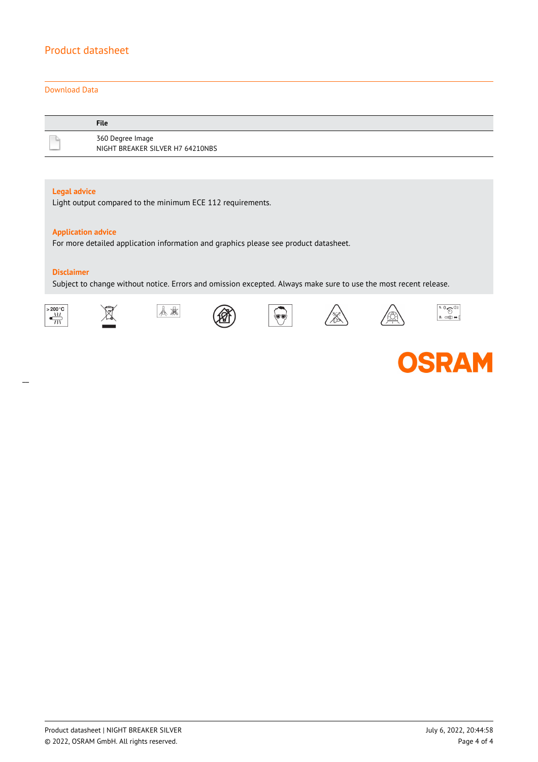## Download Data

| | File |
|---|---|
| | 360 Degree Image<br>NIGHT BREAKER SILVER H7 64210NBS |

**Legal advice**

Light output compared to the minimum ECE 112 requirements.

**Application advice**

For more detailed application information and graphics please see product datasheet.

**Disclaimer**

Subject to change without notice. Errors and omission excepted. Always make sure to use the most recent release.

> 200°C

OSRAM